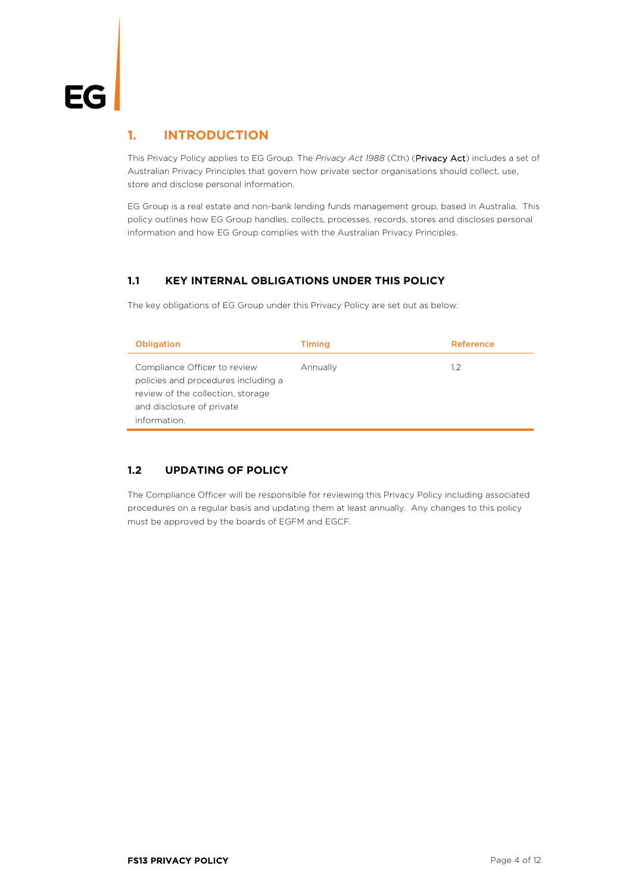# 1. INTRODUCTION

This Privacy Policy applies to EG Group. The *Privacy Act 1988* (Cth) (**Privacy Act**) includes a set of Australian Privacy Principles that govern how private sector organisations should collect, use, store and disclose personal information.

EG Group is a real estate and non-bank lending funds management group, based in Australia. This policy outlines how EG Group handles, collects, processes, records, stores and discloses personal information and how EG Group complies with the Australian Privacy Principles.

## 1.1 KEY INTERNAL OBLIGATIONS UNDER THIS POLICY

The key obligations of EG Group under this Privacy Policy are set out as below:

| Obligation | Timing | Reference |
|---|---|---|
| Compliance Officer to review policies and procedures including a review of the collection, storage and disclosure of private information. | Annually | 1.2 |

## 1.2 UPDATING OF POLICY

The Compliance Officer will be responsible for reviewing this Privacy Policy including associated procedures on a regular basis and updating them at least annually. Any changes to this policy must be approved by the boards of EGFM and EGCF.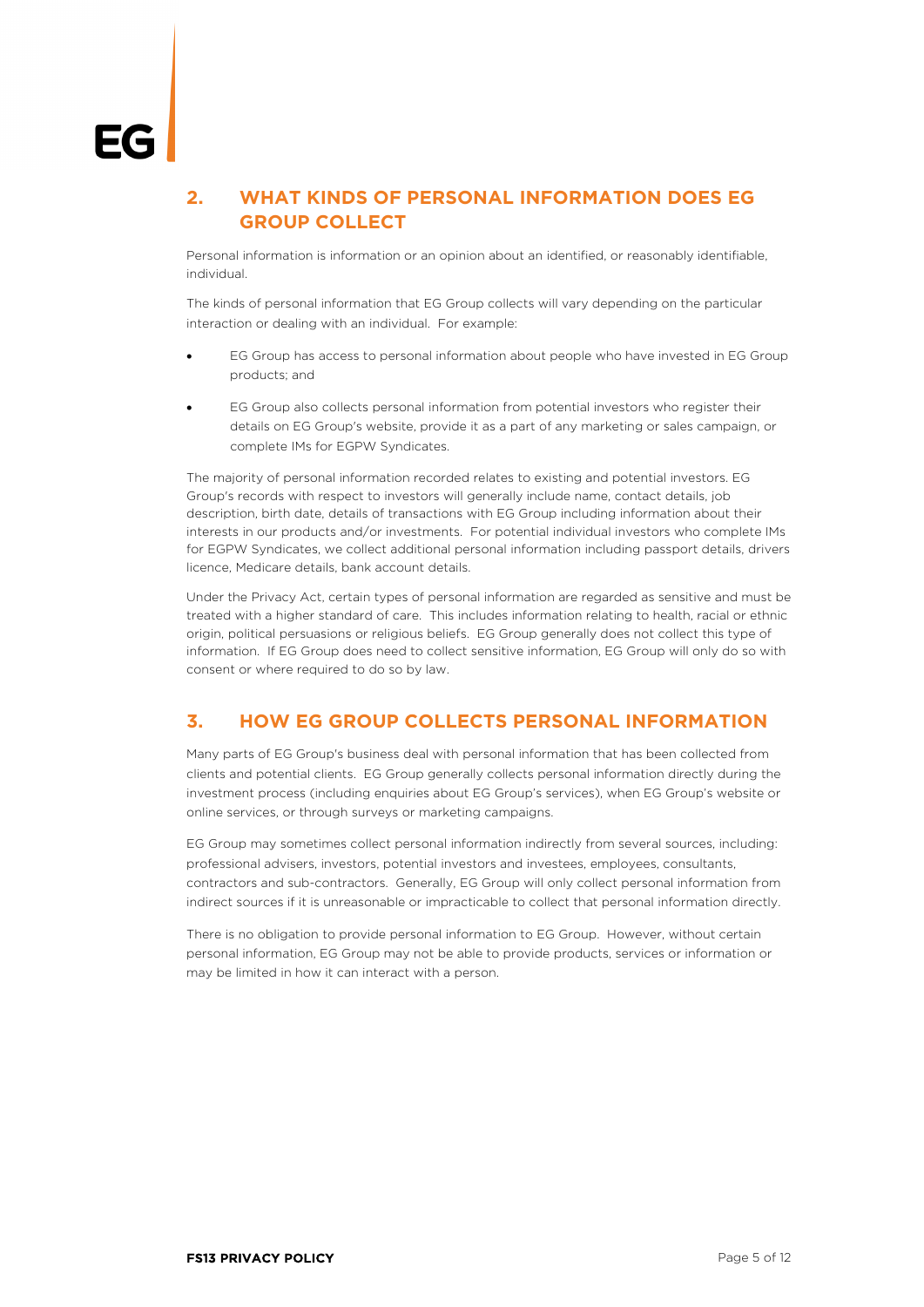## 2. WHAT KINDS OF PERSONAL INFORMATION DOES EG GROUP COLLECT

Personal information is information or an opinion about an identified, or reasonably identifiable, individual.

The kinds of personal information that EG Group collects will vary depending on the particular interaction or dealing with an individual. For example:

- EG Group has access to personal information about people who have invested in EG Group products; and
- EG Group also collects personal information from potential investors who register their details on EG Group's website, provide it as a part of any marketing or sales campaign, or complete IMs for EGPW Syndicates.

The majority of personal information recorded relates to existing and potential investors. EG Group's records with respect to investors will generally include name, contact details, job description, birth date, details of transactions with EG Group including information about their interests in our products and/or investments. For potential individual investors who complete IMs for EGPW Syndicates, we collect additional personal information including passport details, drivers licence, Medicare details, bank account details.

Under the Privacy Act, certain types of personal information are regarded as sensitive and must be treated with a higher standard of care. This includes information relating to health, racial or ethnic origin, political persuasions or religious beliefs. EG Group generally does not collect this type of information. If EG Group does need to collect sensitive information, EG Group will only do so with consent or where required to do so by law.

## 3. HOW EG GROUP COLLECTS PERSONAL INFORMATION

Many parts of EG Group's business deal with personal information that has been collected from clients and potential clients. EG Group generally collects personal information directly during the investment process (including enquiries about EG Group's services), when EG Group's website or online services, or through surveys or marketing campaigns.

EG Group may sometimes collect personal information indirectly from several sources, including: professional advisers, investors, potential investors and investees, employees, consultants, contractors and sub-contractors. Generally, EG Group will only collect personal information from indirect sources if it is unreasonable or impracticable to collect that personal information directly.

There is no obligation to provide personal information to EG Group. However, without certain personal information, EG Group may not be able to provide products, services or information or may be limited in how it can interact with a person.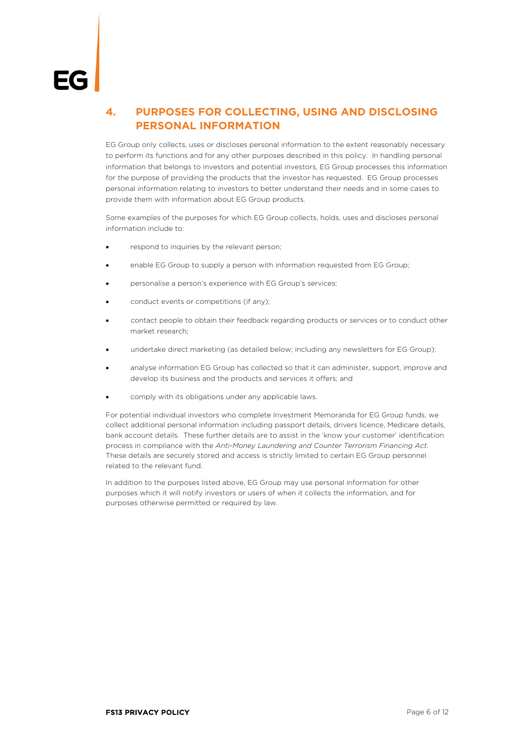## 4. PURPOSES FOR COLLECTING, USING AND DISCLOSING PERSONAL INFORMATION

EG Group only collects, uses or discloses personal information to the extent reasonably necessary to perform its functions and for any other purposes described in this policy. In handling personal information that belongs to investors and potential investors, EG Group processes this information for the purpose of providing the products that the investor has requested. EG Group processes personal information relating to investors to better understand their needs and in some cases to provide them with information about EG Group products.

Some examples of the purposes for which EG Group collects, holds, uses and discloses personal information include to:

- respond to inquiries by the relevant person;
- enable EG Group to supply a person with information requested from EG Group;
- personalise a person's experience with EG Group's services;
- conduct events or competitions (if any);
- contact people to obtain their feedback regarding products or services or to conduct other market research;
- undertake direct marketing (as detailed below; including any newsletters for EG Group);
- analyse information EG Group has collected so that it can administer, support, improve and develop its business and the products and services it offers; and
- comply with its obligations under any applicable laws.

For potential individual investors who complete Investment Memoranda for EG Group funds, we collect additional personal information including passport details, drivers licence, Medicare details, bank account details. These further details are to assist in the 'know your customer' identification process in compliance with the *Anti-Money Laundering and Counter Terrorism Financing Act*. These details are securely stored and access is strictly limited to certain EG Group personnel related to the relevant fund.

In addition to the purposes listed above, EG Group may use personal information for other purposes which it will notify investors or users of when it collects the information, and for purposes otherwise permitted or required by law.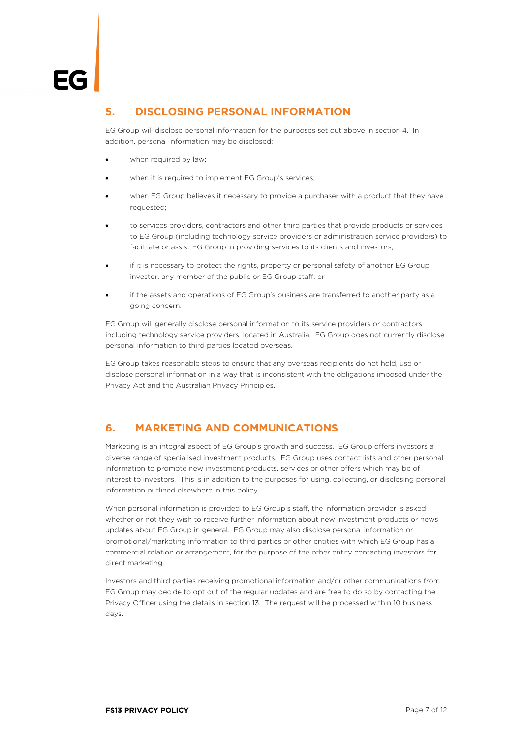## 5. DISCLOSING PERSONAL INFORMATION

EG Group will disclose personal information for the purposes set out above in section 4. In addition, personal information may be disclosed:

- when required by law;
- when it is required to implement EG Group's services;
- when EG Group believes it necessary to provide a purchaser with a product that they have requested;
- to services providers, contractors and other third parties that provide products or services to EG Group (including technology service providers or administration service providers) to facilitate or assist EG Group in providing services to its clients and investors;
- if it is necessary to protect the rights, property or personal safety of another EG Group investor, any member of the public or EG Group staff; or
- if the assets and operations of EG Group's business are transferred to another party as a going concern.

EG Group will generally disclose personal information to its service providers or contractors, including technology service providers, located in Australia. EG Group does not currently disclose personal information to third parties located overseas.

EG Group takes reasonable steps to ensure that any overseas recipients do not hold, use or disclose personal information in a way that is inconsistent with the obligations imposed under the Privacy Act and the Australian Privacy Principles.

## 6. MARKETING AND COMMUNICATIONS

Marketing is an integral aspect of EG Group's growth and success. EG Group offers investors a diverse range of specialised investment products. EG Group uses contact lists and other personal information to promote new investment products, services or other offers which may be of interest to investors. This is in addition to the purposes for using, collecting, or disclosing personal information outlined elsewhere in this policy.

When personal information is provided to EG Group's staff, the information provider is asked whether or not they wish to receive further information about new investment products or news updates about EG Group in general. EG Group may also disclose personal information or promotional/marketing information to third parties or other entities with which EG Group has a commercial relation or arrangement, for the purpose of the other entity contacting investors for direct marketing.

Investors and third parties receiving promotional information and/or other communications from EG Group may decide to opt out of the regular updates and are free to do so by contacting the Privacy Officer using the details in section 13. The request will be processed within 10 business days.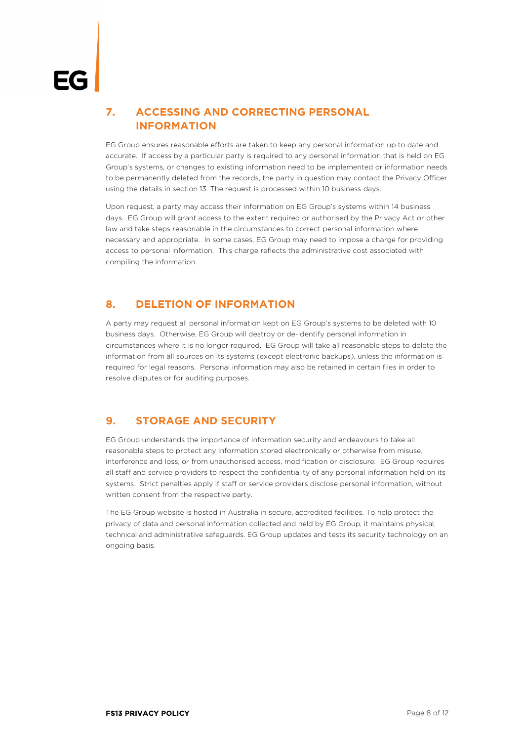## 7. ACCESSING AND CORRECTING PERSONAL INFORMATION

EG Group ensures reasonable efforts are taken to keep any personal information up to date and accurate. If access by a particular party is required to any personal information that is held on EG Group's systems, or changes to existing information need to be implemented or information needs to be permanently deleted from the records, the party in question may contact the Privacy Officer using the details in section 13. The request is processed within 10 business days.

Upon request, a party may access their information on EG Group's systems within 14 business days. EG Group will grant access to the extent required or authorised by the Privacy Act or other law and take steps reasonable in the circumstances to correct personal information where necessary and appropriate. In some cases, EG Group may need to impose a charge for providing access to personal information. This charge reflects the administrative cost associated with compiling the information.

## 8. DELETION OF INFORMATION

A party may request all personal information kept on EG Group's systems to be deleted with 10 business days. Otherwise, EG Group will destroy or de-identify personal information in circumstances where it is no longer required. EG Group will take all reasonable steps to delete the information from all sources on its systems (except electronic backups), unless the information is required for legal reasons. Personal information may also be retained in certain files in order to resolve disputes or for auditing purposes.

## 9. STORAGE AND SECURITY

EG Group understands the importance of information security and endeavours to take all reasonable steps to protect any information stored electronically or otherwise from misuse, interference and loss, or from unauthorised access, modification or disclosure. EG Group requires all staff and service providers to respect the confidentiality of any personal information held on its systems. Strict penalties apply if staff or service providers disclose personal information, without written consent from the respective party.

The EG Group website is hosted in Australia in secure, accredited facilities. To help protect the privacy of data and personal information collected and held by EG Group, it maintains physical, technical and administrative safeguards. EG Group updates and tests its security technology on an ongoing basis.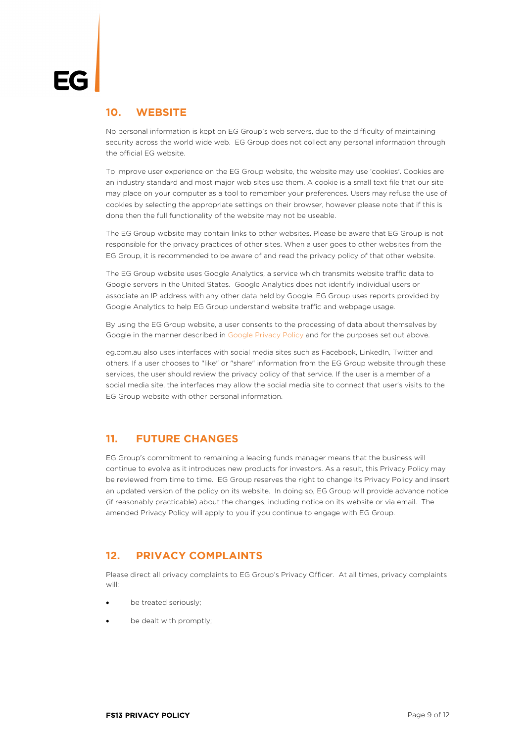## 10. WEBSITE

No personal information is kept on EG Group's web servers, due to the difficulty of maintaining security across the world wide web. EG Group does not collect any personal information through the official EG website.

To improve user experience on the EG Group website, the website may use 'cookies'. Cookies are an industry standard and most major web sites use them. A cookie is a small text file that our site may place on your computer as a tool to remember your preferences. Users may refuse the use of cookies by selecting the appropriate settings on their browser, however please note that if this is done then the full functionality of the website may not be useable.

The EG Group website may contain links to other websites. Please be aware that EG Group is not responsible for the privacy practices of other sites. When a user goes to other websites from the EG Group, it is recommended to be aware of and read the privacy policy of that other website.

The EG Group website uses Google Analytics, a service which transmits website traffic data to Google servers in the United States. Google Analytics does not identify individual users or associate an IP address with any other data held by Google. EG Group uses reports provided by Google Analytics to help EG Group understand website traffic and webpage usage.

By using the EG Group website, a user consents to the processing of data about themselves by Google in the manner described in Google Privacy Policy and for the purposes set out above.

eg.com.au also uses interfaces with social media sites such as Facebook, LinkedIn, Twitter and others. If a user chooses to "like" or "share" information from the EG Group website through these services, the user should review the privacy policy of that service. If the user is a member of a social media site, the interfaces may allow the social media site to connect that user's visits to the EG Group website with other personal information.

## 11. FUTURE CHANGES

EG Group's commitment to remaining a leading funds manager means that the business will continue to evolve as it introduces new products for investors. As a result, this Privacy Policy may be reviewed from time to time. EG Group reserves the right to change its Privacy Policy and insert an updated version of the policy on its website. In doing so, EG Group will provide advance notice (if reasonably practicable) about the changes, including notice on its website or via email. The amended Privacy Policy will apply to you if you continue to engage with EG Group.

## 12. PRIVACY COMPLAINTS

Please direct all privacy complaints to EG Group's Privacy Officer. At all times, privacy complaints will:

- be treated seriously;
- be dealt with promptly;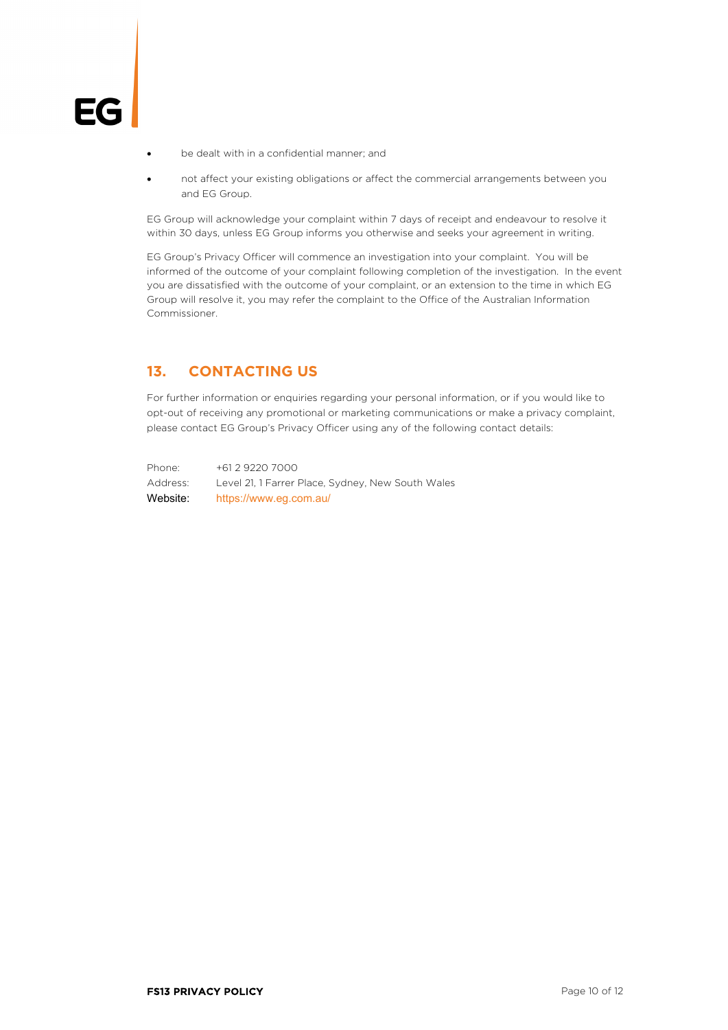- be dealt with in a confidential manner; and
- not affect your existing obligations or affect the commercial arrangements between you and EG Group.

EG Group will acknowledge your complaint within 7 days of receipt and endeavour to resolve it within 30 days, unless EG Group informs you otherwise and seeks your agreement in writing.

EG Group's Privacy Officer will commence an investigation into your complaint. You will be informed of the outcome of your complaint following completion of the investigation. In the event you are dissatisfied with the outcome of your complaint, or an extension to the time in which EG Group will resolve it, you may refer the complaint to the Office of the Australian Information Commissioner.

## 13. CONTACTING US

For further information or enquiries regarding your personal information, or if you would like to opt-out of receiving any promotional or marketing communications or make a privacy complaint, please contact EG Group's Privacy Officer using any of the following contact details:

| | |
|---|---|
| Phone: | +61 2 9220 7000 |
| Address: | Level 21, 1 Farrer Place, Sydney, New South Wales |
| Website: | https://www.eg.com.au/ |